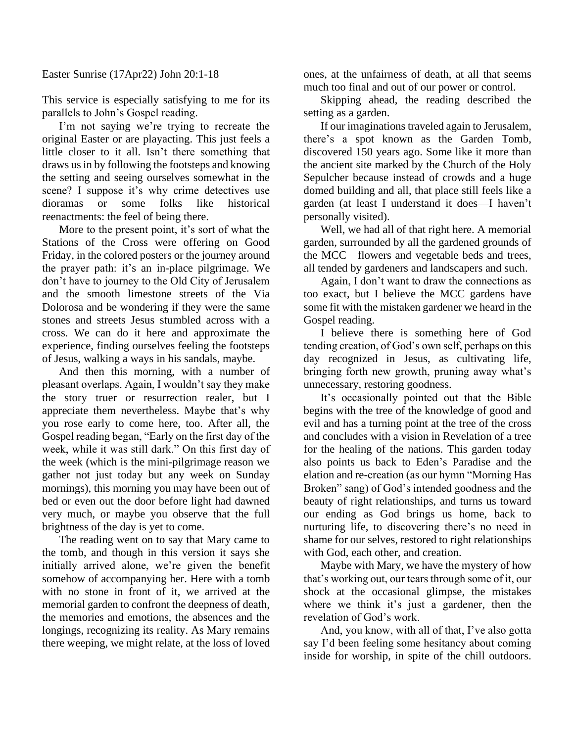Easter Sunrise (17Apr22) John 20:1-18

This service is especially satisfying to me for its parallels to John's Gospel reading.

I'm not saying we're trying to recreate the original Easter or are playacting. This just feels a little closer to it all. Isn't there something that draws us in by following the footsteps and knowing the setting and seeing ourselves somewhat in the scene? I suppose it's why crime detectives use dioramas or some folks like historical reenactments: the feel of being there.

More to the present point, it's sort of what the Stations of the Cross were offering on Good Friday, in the colored posters or the journey around the prayer path: it's an in-place pilgrimage. We don't have to journey to the Old City of Jerusalem and the smooth limestone streets of the Via Dolorosa and be wondering if they were the same stones and streets Jesus stumbled across with a cross. We can do it here and approximate the experience, finding ourselves feeling the footsteps of Jesus, walking a ways in his sandals, maybe.

And then this morning, with a number of pleasant overlaps. Again, I wouldn't say they make the story truer or resurrection realer, but I appreciate them nevertheless. Maybe that's why you rose early to come here, too. After all, the Gospel reading began, "Early on the first day of the week, while it was still dark." On this first day of the week (which is the mini-pilgrimage reason we gather not just today but any week on Sunday mornings), this morning you may have been out of bed or even out the door before light had dawned very much, or maybe you observe that the full brightness of the day is yet to come.

The reading went on to say that Mary came to the tomb, and though in this version it says she initially arrived alone, we're given the benefit somehow of accompanying her. Here with a tomb with no stone in front of it, we arrived at the memorial garden to confront the deepness of death, the memories and emotions, the absences and the longings, recognizing its reality. As Mary remains there weeping, we might relate, at the loss of loved ones, at the unfairness of death, at all that seems much too final and out of our power or control.

Skipping ahead, the reading described the setting as a garden.

If our imaginations traveled again to Jerusalem, there's a spot known as the Garden Tomb, discovered 150 years ago. Some like it more than the ancient site marked by the Church of the Holy Sepulcher because instead of crowds and a huge domed building and all, that place still feels like a garden (at least I understand it does—I haven't personally visited).

Well, we had all of that right here. A memorial garden, surrounded by all the gardened grounds of the MCC—flowers and vegetable beds and trees, all tended by gardeners and landscapers and such.

Again, I don't want to draw the connections as too exact, but I believe the MCC gardens have some fit with the mistaken gardener we heard in the Gospel reading.

I believe there is something here of God tending creation, of God's own self, perhaps on this day recognized in Jesus, as cultivating life, bringing forth new growth, pruning away what's unnecessary, restoring goodness.

It's occasionally pointed out that the Bible begins with the tree of the knowledge of good and evil and has a turning point at the tree of the cross and concludes with a vision in Revelation of a tree for the healing of the nations. This garden today also points us back to Eden's Paradise and the elation and re-creation (as our hymn "Morning Has Broken" sang) of God's intended goodness and the beauty of right relationships, and turns us toward our ending as God brings us home, back to nurturing life, to discovering there's no need in shame for our selves, restored to right relationships with God, each other, and creation.

Maybe with Mary, we have the mystery of how that's working out, our tears through some of it, our shock at the occasional glimpse, the mistakes where we think it's just a gardener, then the revelation of God's work.

And, you know, with all of that, I've also gotta say I'd been feeling some hesitancy about coming inside for worship, in spite of the chill outdoors.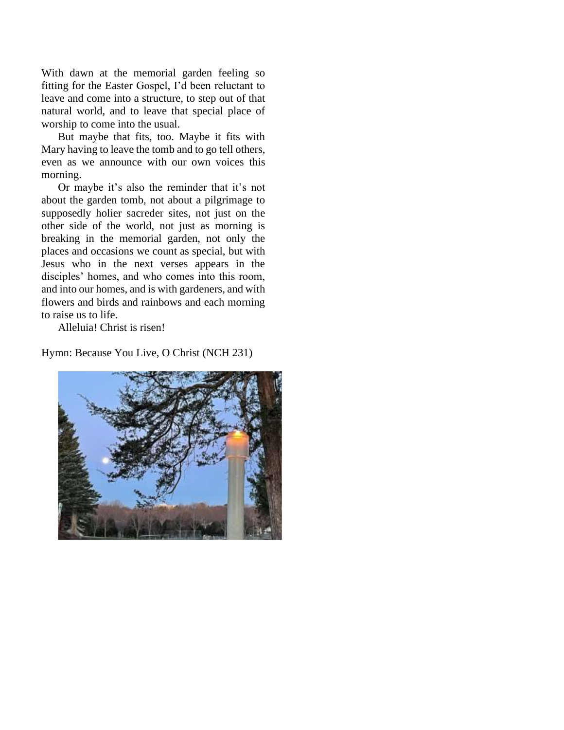With dawn at the memorial garden feeling so fitting for the Easter Gospel, I'd been reluctant to leave and come into a structure, to step out of that natural world, and to leave that special place of worship to come into the usual.

But maybe that fits, too. Maybe it fits with Mary having to leave the tomb and to go tell others, even as we announce with our own voices this morning.

Or maybe it's also the reminder that it's not about the garden tomb, not about a pilgrimage to supposedly holier sacreder sites, not just on the other side of the world, not just as morning is breaking in the memorial garden, not only the places and occasions we count as special, but with Jesus who in the next verses appears in the disciples' homes, and who comes into this room, and into our homes, and is with gardeners, and with flowers and birds and rainbows and each morning to raise us to life.

Alleluia! Christ is risen!

Hymn: Because You Live, O Christ (NCH 231)